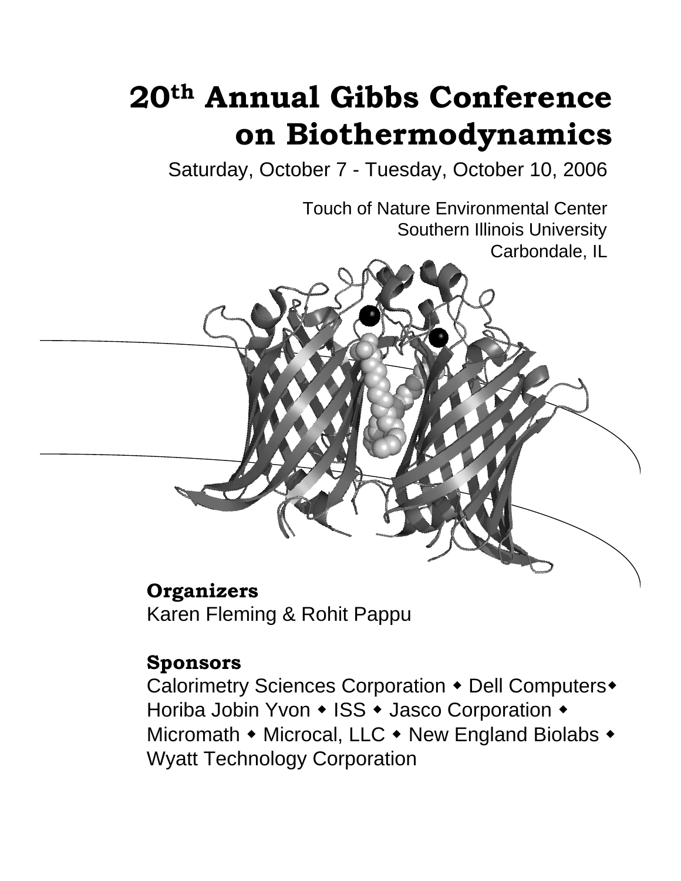# 20th Annual Gibbs Conference on Biothermodynamics

Saturday, October 7 - Tuesday, October 10, 2006

Touch of Nature Environmental Center
Southern Illinois University
Carbondale, IL

**Organizers**
Karen Fleming & Rohit Pappu

**Sponsors**
Calorimetry Sciences Corporation ◆ Dell Computers◆ Horiba Jobin Yvon ◆ ISS ◆ Jasco Corporation ◆ Micromath ◆ Microcal, LLC ◆ New England Biolabs ◆ Wyatt Technology Corporation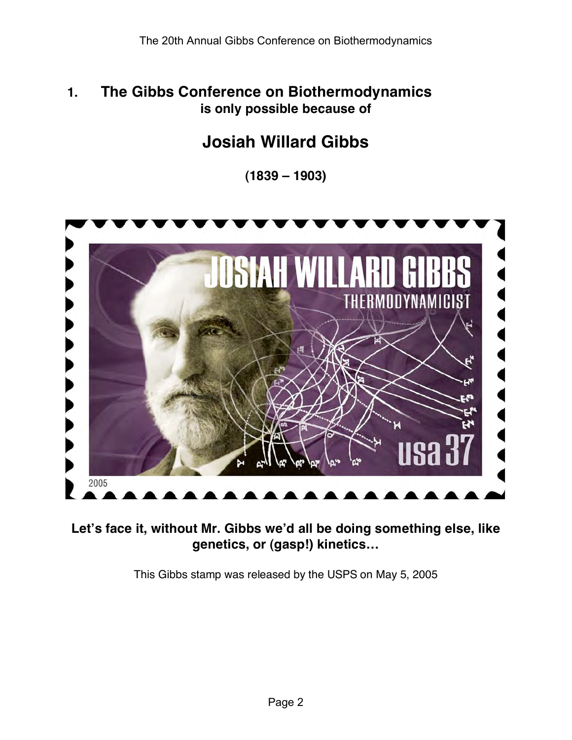## 1. The Gibbs Conference on Biothermodynamics

**is only possible because of**

# Josiah Willard Gibbs

**(1839 – 1903)**

**Let's face it, without Mr. Gibbs we'd all be doing something else, like genetics, or (gasp!) kinetics…**

This Gibbs stamp was released by the USPS on May 5, 2005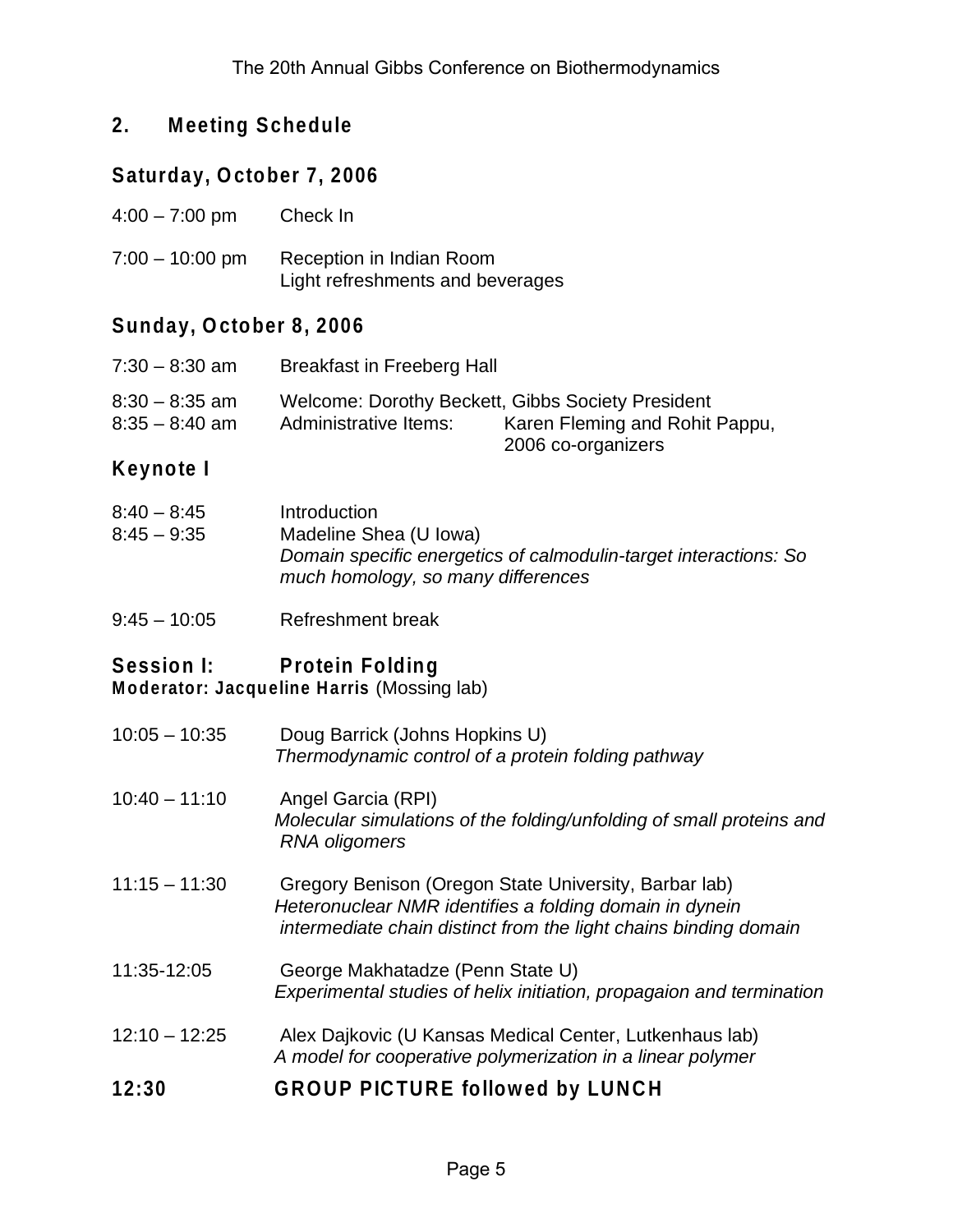## 2. Meeting Schedule

### Saturday, October 7, 2006

4:00 – 7:00 pm Check In

7:00 – 10:00 pm Reception in Indian Room
Light refreshments and beverages

### Sunday, October 8, 2006

7:30 – 8:30 am Breakfast in Freeberg Hall

8:30 – 8:35 am Welcome: Dorothy Beckett, Gibbs Society President
8:35 – 8:40 am Administrative Items: Karen Fleming and Rohit Pappu, 2006 co-organizers

### Keynote I

8:40 – 8:45 Introduction
8:45 – 9:35 Madeline Shea (U Iowa)
*Domain specific energetics of calmodulin-target interactions: So much homology, so many differences*

9:45 – 10:05 Refreshment break

### Session I: Protein Folding

**Moderator: Jacqueline Harris** (Mossing lab)

10:05 – 10:35 Doug Barrick (Johns Hopkins U)
*Thermodynamic control of a protein folding pathway*

10:40 – 11:10 Angel Garcia (RPI)
*Molecular simulations of the folding/unfolding of small proteins and RNA oligomers*

11:15 – 11:30 Gregory Benison (Oregon State University, Barbar lab)
*Heteronuclear NMR identifies a folding domain in dynein intermediate chain distinct from the light chains binding domain*

11:35-12:05 George Makhatadze (Penn State U)
*Experimental studies of helix initiation, propagaion and termination*

12:10 – 12:25 Alex Dajkovic (U Kansas Medical Center, Lutkenhaus lab)
*A model for cooperative polymerization in a linear polymer*

**12:30 GROUP PICTURE followed by LUNCH**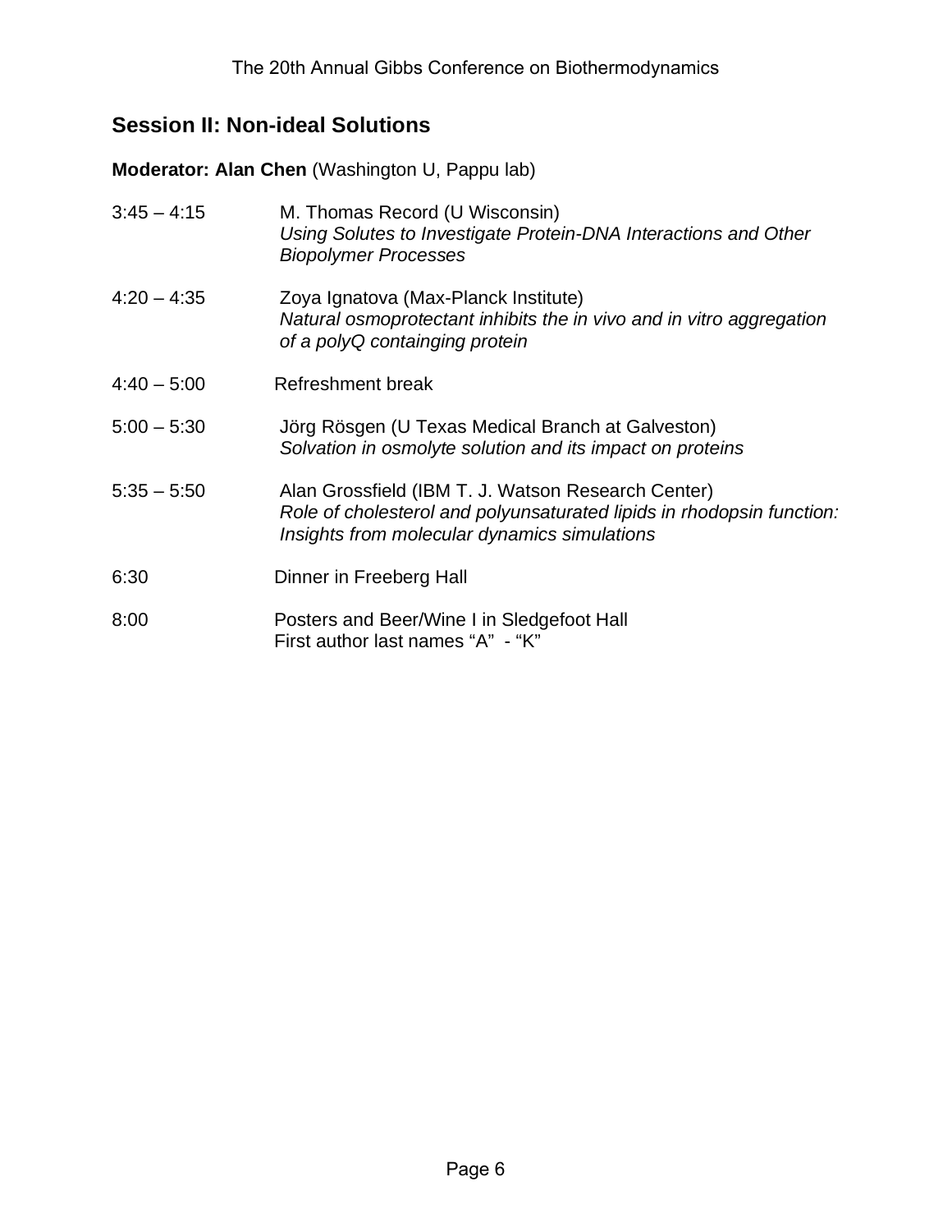## Session II: Non-ideal Solutions

**Moderator: Alan Chen** (Washington U, Pappu lab)

3:45 – 4:15 M. Thomas Record (U Wisconsin)
*Using Solutes to Investigate Protein-DNA Interactions and Other Biopolymer Processes*

4:20 – 4:35 Zoya Ignatova (Max-Planck Institute)
*Natural osmoprotectant inhibits the in vivo and in vitro aggregation of a polyQ containing protein*

4:40 – 5:00 Refreshment break

5:00 – 5:30 Jörg Rösgen (U Texas Medical Branch at Galveston)
*Solvation in osmolyte solution and its impact on proteins*

5:35 – 5:50 Alan Grossfield (IBM T. J. Watson Research Center)
*Role of cholesterol and polyunsaturated lipids in rhodopsin function: Insights from molecular dynamics simulations*

6:30 Dinner in Freeberg Hall

8:00 Posters and Beer/Wine I in Sledgefoot Hall
First author last names "A" - "K"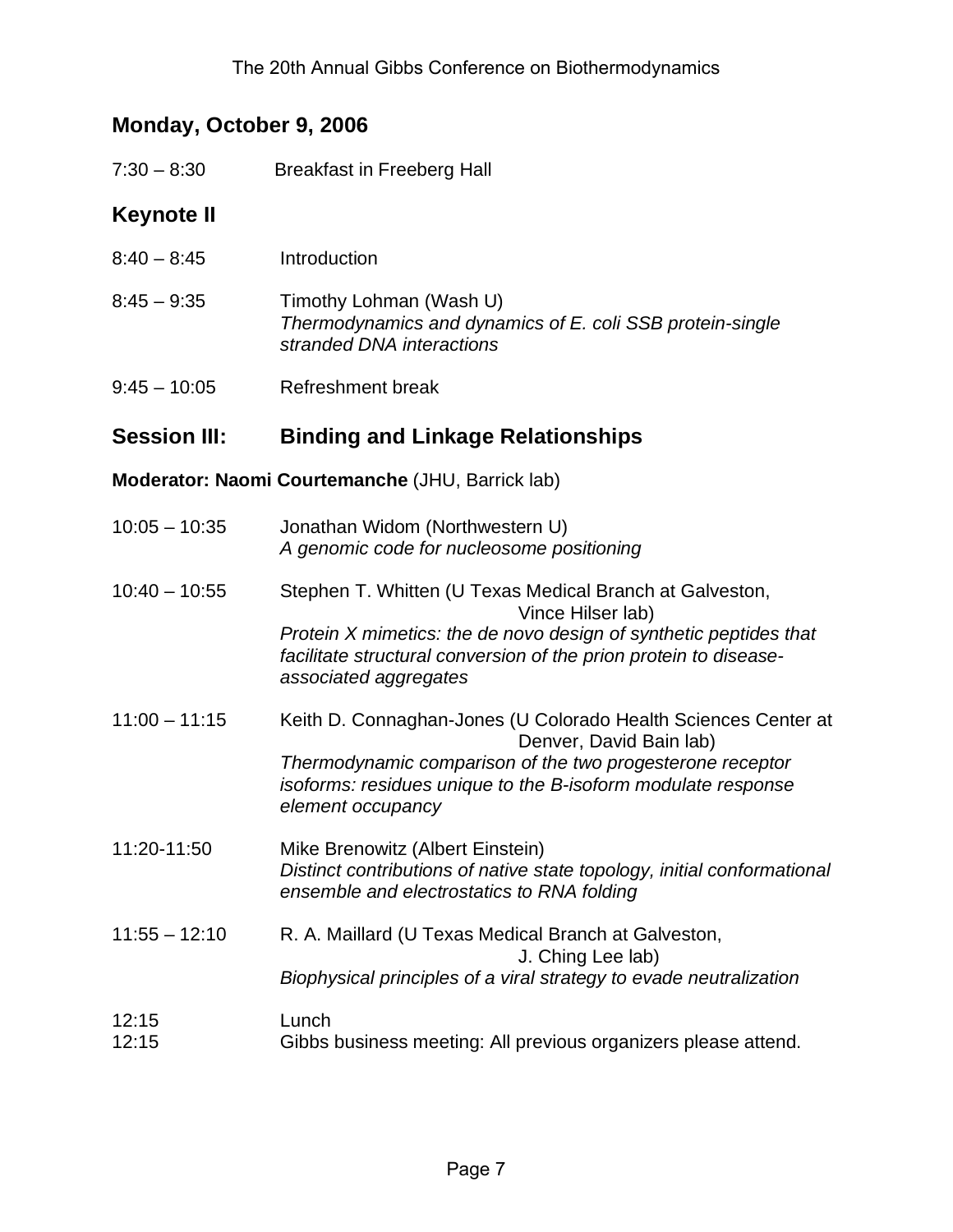## Monday, October 9, 2006

7:30 – 8:30 Breakfast in Freeberg Hall

## Keynote II

8:40 – 8:45 Introduction

8:45 – 9:35 Timothy Lohman (Wash U)
*Thermodynamics and dynamics of E. coli SSB protein-single stranded DNA interactions*

9:45 – 10:05 Refreshment break

## Session III: Binding and Linkage Relationships

**Moderator: Naomi Courtemanche** (JHU, Barrick lab)

10:05 – 10:35 Jonathan Widom (Northwestern U)
*A genomic code for nucleosome positioning*

10:40 – 10:55 Stephen T. Whitten (U Texas Medical Branch at Galveston, Vince Hilser lab)
*Protein X mimetics: the de novo design of synthetic peptides that facilitate structural conversion of the prion protein to disease-associated aggregates*

11:00 – 11:15 Keith D. Connaghan-Jones (U Colorado Health Sciences Center at Denver, David Bain lab)
*Thermodynamic comparison of the two progesterone receptor isoforms: residues unique to the B-isoform modulate response element occupancy*

11:20-11:50 Mike Brenowitz (Albert Einstein)
*Distinct contributions of native state topology, initial conformational ensemble and electrostatics to RNA folding*

11:55 – 12:10 R. A. Maillard (U Texas Medical Branch at Galveston, J. Ching Lee lab)
*Biophysical principles of a viral strategy to evade neutralization*

12:15 Lunch
12:15 Gibbs business meeting: All previous organizers please attend.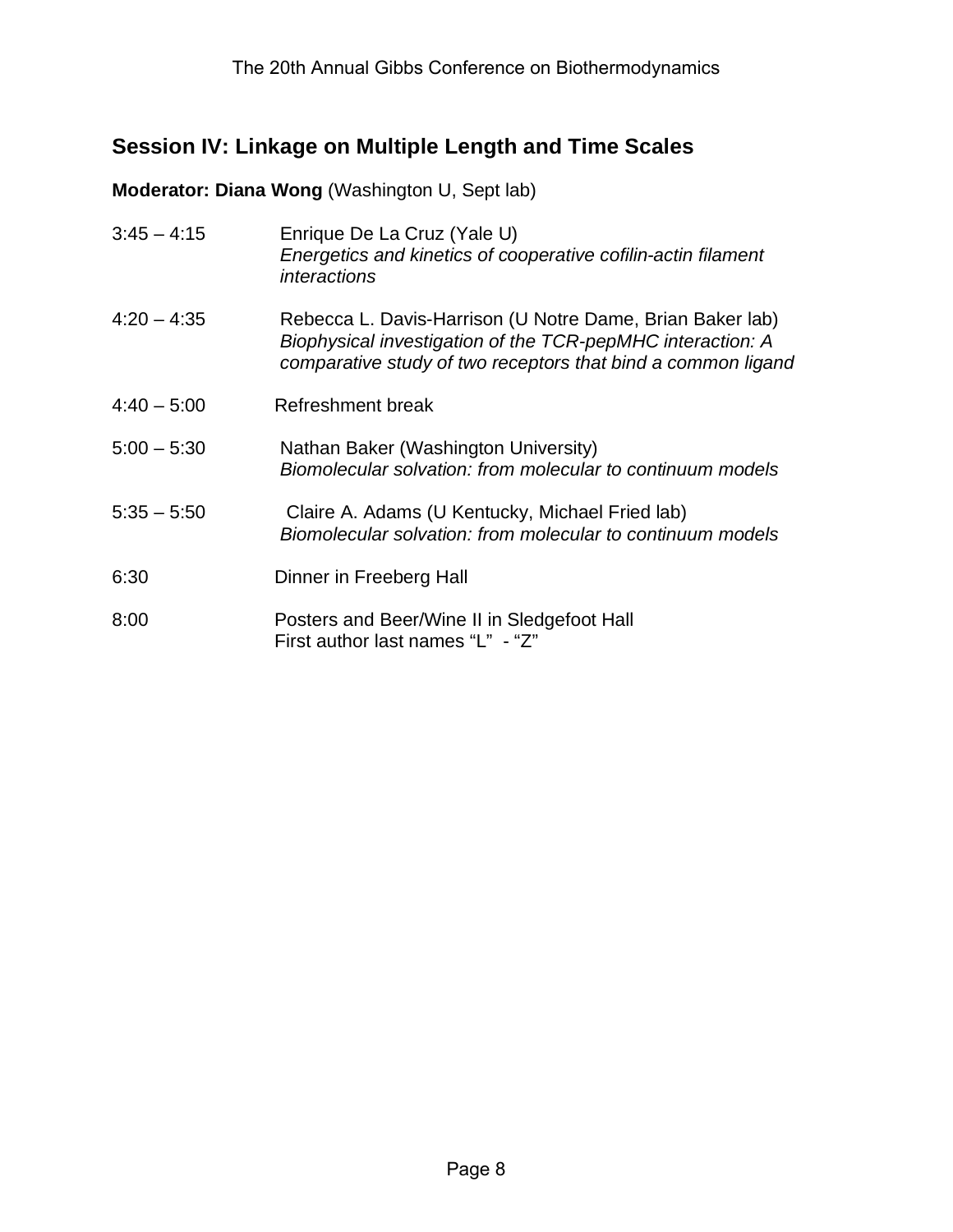## Session IV: Linkage on Multiple Length and Time Scales

**Moderator: Diana Wong** (Washington U, Sept lab)

3:45 – 4:15 Enrique De La Cruz (Yale U)
*Energetics and kinetics of cooperative cofilin-actin filament interactions*

4:20 – 4:35 Rebecca L. Davis-Harrison (U Notre Dame, Brian Baker lab)
*Biophysical investigation of the TCR-pepMHC interaction: A comparative study of two receptors that bind a common ligand*

4:40 – 5:00 Refreshment break

5:00 – 5:30 Nathan Baker (Washington University)
*Biomolecular solvation: from molecular to continuum models*

5:35 – 5:50 Claire A. Adams (U Kentucky, Michael Fried lab)
*Biomolecular solvation: from molecular to continuum models*

6:30 Dinner in Freeberg Hall

8:00 Posters and Beer/Wine II in Sledgefoot Hall
First author last names "L" - "Z"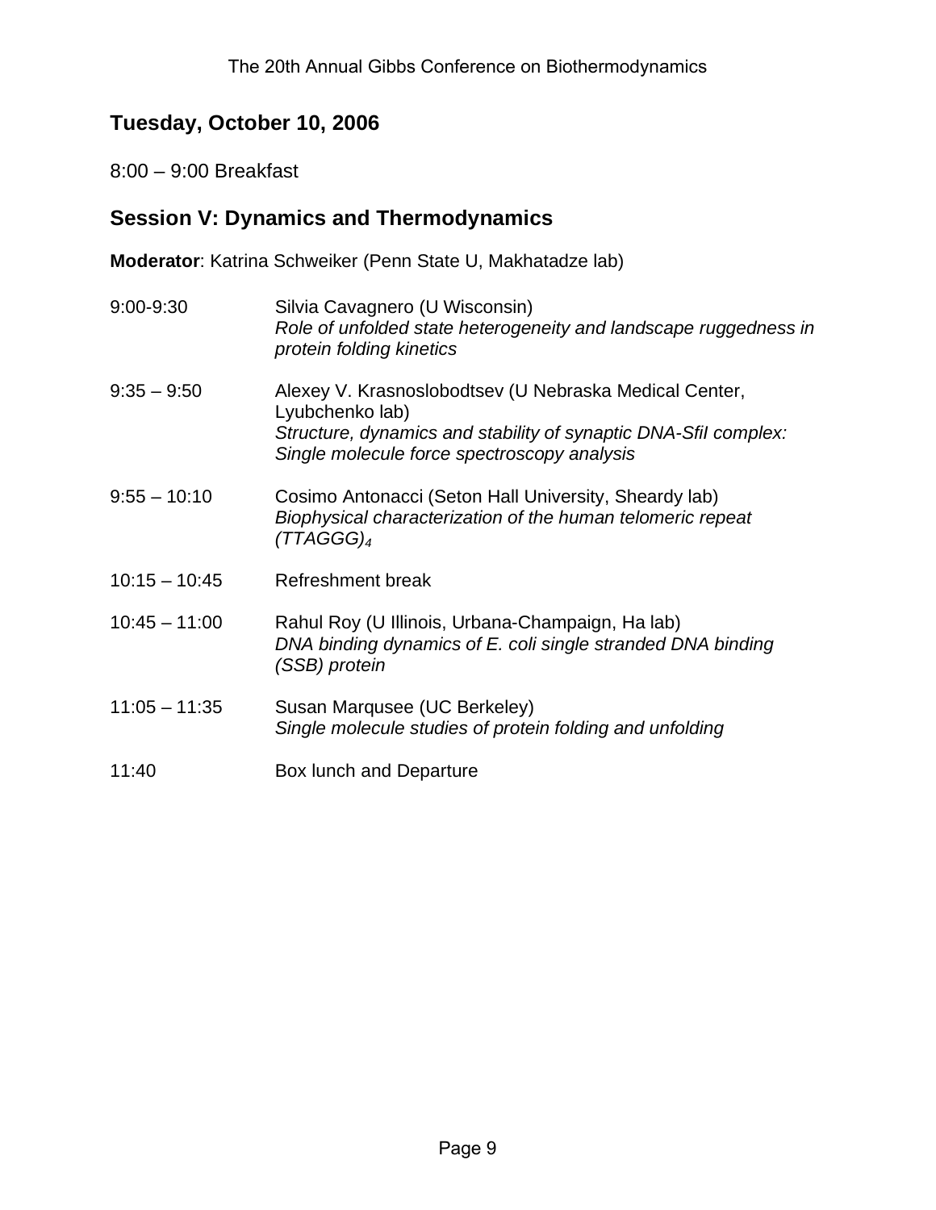## Tuesday, October 10, 2006

8:00 – 9:00 Breakfast

## Session V: Dynamics and Thermodynamics

**Moderator**: Katrina Schweiker (Penn State U, Makhatadze lab)

| | |
|---|---|
| 9:00-9:30 | Silvia Cavagnero (U Wisconsin)<br>*Role of unfolded state heterogeneity and landscape ruggedness in protein folding kinetics* |
| 9:35 – 9:50 | Alexey V. Krasnoslobodtsev (U Nebraska Medical Center, Lyubchenko lab)<br>*Structure, dynamics and stability of synaptic DNA-SfiI complex: Single molecule force spectroscopy analysis* |
| 9:55 – 10:10 | Cosimo Antonacci (Seton Hall University, Sheardy lab)<br>*Biophysical characterization of the human telomeric repeat $(TTAGGG)_4$* |
| 10:15 – 10:45 | Refreshment break |
| 10:45 – 11:00 | Rahul Roy (U Illinois, Urbana-Champaign, Ha lab)<br>*DNA binding dynamics of E. coli single stranded DNA binding (SSB) protein* |
| 11:05 – 11:35 | Susan Marqusee (UC Berkeley)<br>*Single molecule studies of protein folding and unfolding* |
| 11:40 | Box lunch and Departure |